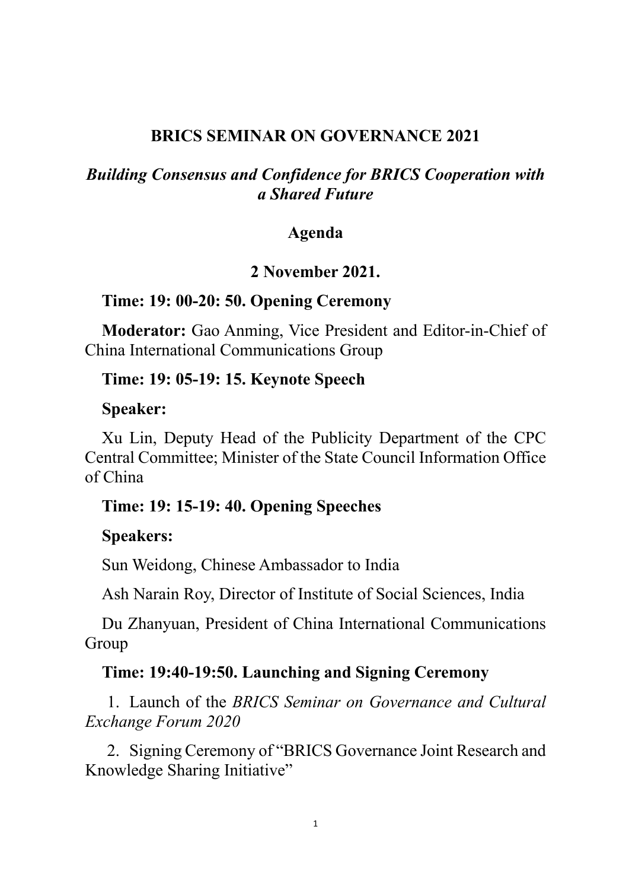# BRICS SEMINAR ON GOVERNANCE 2021

## *Building Consensus and Confidence for BRICS Cooperation with a Shared Future*

### Agenda

### 2 November 2021.

**Time: 19: 00-20: 50. Opening Ceremony**

**Moderator:** Gao Anming, Vice President and Editor-in-Chief of China International Communications Group

**Time: 19: 05-19: 15. Keynote Speech**

**Speaker:**

Xu Lin, Deputy Head of the Publicity Department of the CPC Central Committee; Minister of the State Council Information Office of China

**Time: 19: 15-19: 40. Opening Speeches**

**Speakers:**

Sun Weidong, Chinese Ambassador to India

Ash Narain Roy, Director of Institute of Social Sciences, India

Du Zhanyuan, President of China International Communications Group

**Time: 19:40-19:50. Launching and Signing Ceremony**

1. Launch of the *BRICS Seminar on Governance and Cultural Exchange Forum 2020*

2. Signing Ceremony of "BRICS Governance Joint Research and Knowledge Sharing Initiative"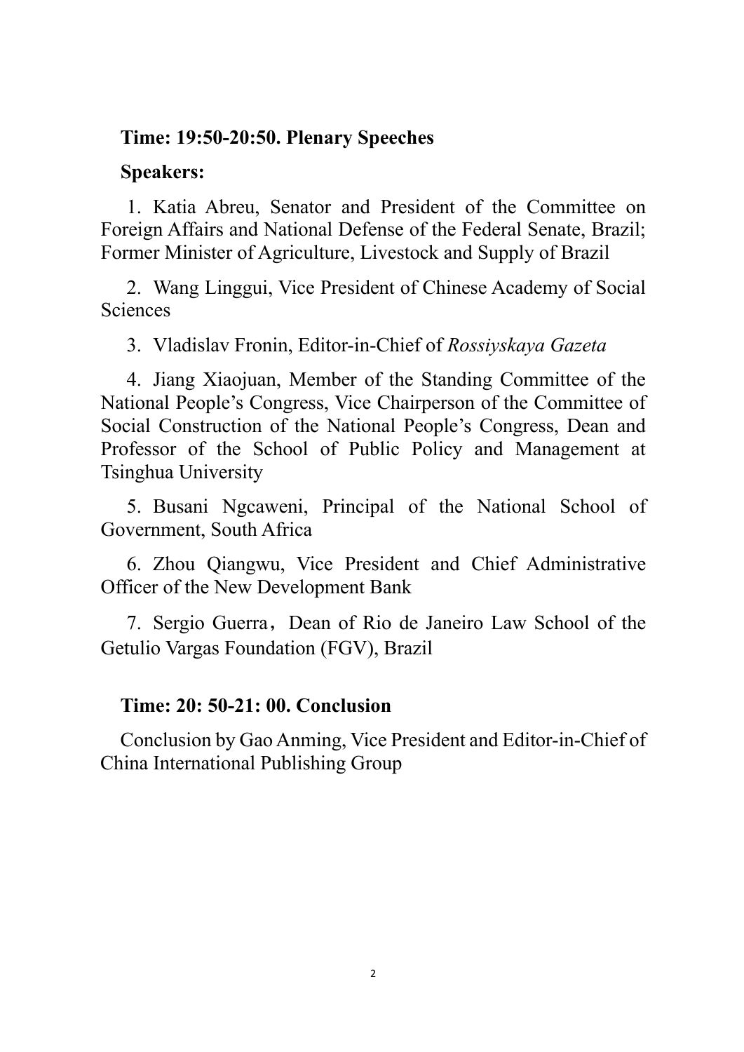**Time: 19:50-20:50. Plenary Speeches**

**Speakers:**

1. Katia Abreu, Senator and President of the Committee on Foreign Affairs and National Defense of the Federal Senate, Brazil; Former Minister of Agriculture, Livestock and Supply of Brazil

2. Wang Linggui, Vice President of Chinese Academy of Social Sciences

3. Vladislav Fronin, Editor-in-Chief of *Rossiyskaya Gazeta*

4. Jiang Xiaojuan, Member of the Standing Committee of the National People's Congress, Vice Chairperson of the Committee of Social Construction of the National People's Congress, Dean and Professor of the School of Public Policy and Management at Tsinghua University

5. Busani Ngcaweni, Principal of the National School of Government, South Africa

6. Zhou Qiangwu, Vice President and Chief Administrative Officer of the New Development Bank

7. Sergio Guerra，Dean of Rio de Janeiro Law School of the Getulio Vargas Foundation (FGV), Brazil

**Time: 20: 50-21: 00. Conclusion**

Conclusion by Gao Anming, Vice President and Editor-in-Chief of China International Publishing Group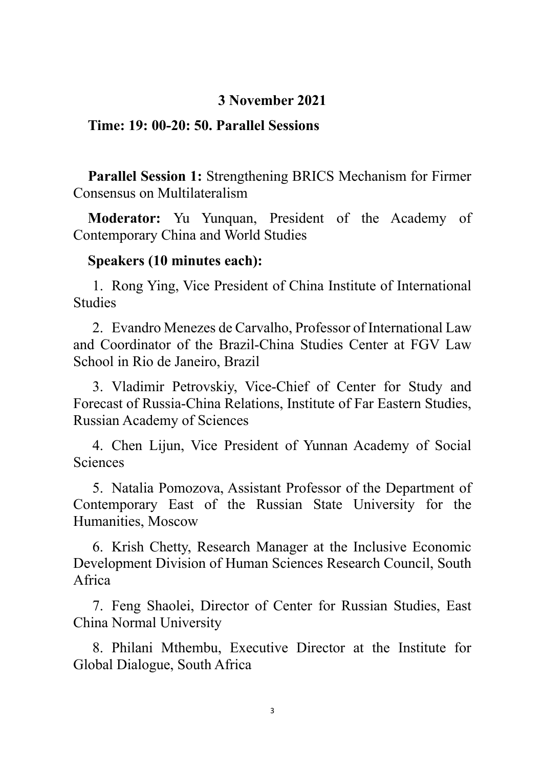**3 November 2021**

**Time: 19: 00-20: 50. Parallel Sessions**

**Parallel Session 1:** Strengthening BRICS Mechanism for Firmer Consensus on Multilateralism

**Moderator:** Yu Yunquan, President of the Academy of Contemporary China and World Studies

**Speakers (10 minutes each):**

1. Rong Ying, Vice President of China Institute of International Studies
2. Evandro Menezes de Carvalho, Professor of International Law and Coordinator of the Brazil-China Studies Center at FGV Law School in Rio de Janeiro, Brazil
3. Vladimir Petrovskiy, Vice-Chief of Center for Study and Forecast of Russia-China Relations, Institute of Far Eastern Studies, Russian Academy of Sciences
4. Chen Lijun, Vice President of Yunnan Academy of Social Sciences
5. Natalia Pomozova, Assistant Professor of the Department of Contemporary East of the Russian State University for the Humanities, Moscow
6. Krish Chetty, Research Manager at the Inclusive Economic Development Division of Human Sciences Research Council, South Africa
7. Feng Shaolei, Director of Center for Russian Studies, East China Normal University
8. Philani Mthembu, Executive Director at the Institute for Global Dialogue, South Africa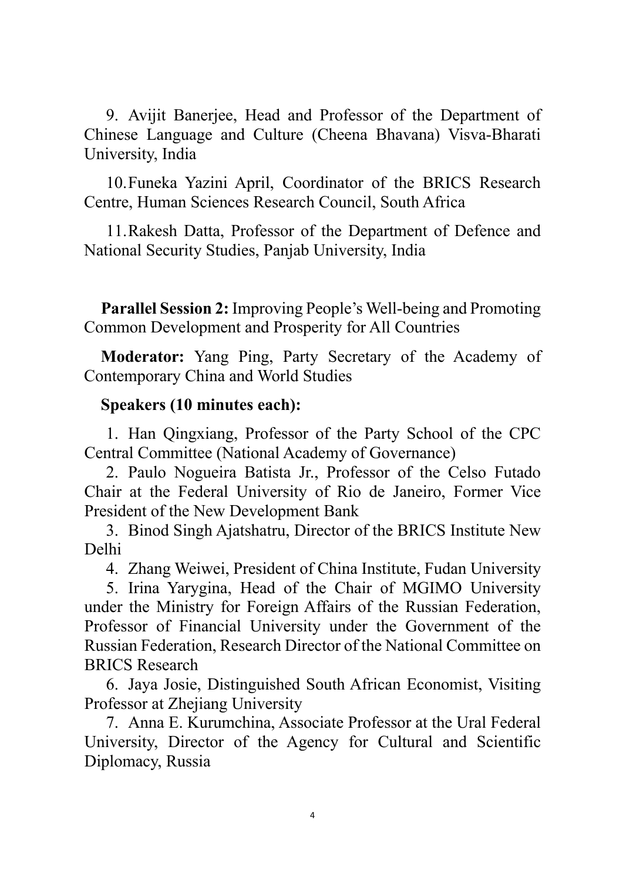9. Avijit Banerjee, Head and Professor of the Department of Chinese Language and Culture (Cheena Bhavana) Visva-Bharati University, India

10. Funeka Yazini April, Coordinator of the BRICS Research Centre, Human Sciences Research Council, South Africa

11. Rakesh Datta, Professor of the Department of Defence and National Security Studies, Panjab University, India

**Parallel Session 2:** Improving People's Well-being and Promoting Common Development and Prosperity for All Countries

**Moderator:** Yang Ping, Party Secretary of the Academy of Contemporary China and World Studies

**Speakers (10 minutes each):**

1. Han Qingxiang, Professor of the Party School of the CPC Central Committee (National Academy of Governance)
2. Paulo Nogueira Batista Jr., Professor of the Celso Futado Chair at the Federal University of Rio de Janeiro, Former Vice President of the New Development Bank
3. Binod Singh Ajatshatru, Director of the BRICS Institute New Delhi
4. Zhang Weiwei, President of China Institute, Fudan University
5. Irina Yarygina, Head of the Chair of MGIMO University under the Ministry for Foreign Affairs of the Russian Federation, Professor of Financial University under the Government of the Russian Federation, Research Director of the National Committee on BRICS Research
6. Jaya Josie, Distinguished South African Economist, Visiting Professor at Zhejiang University
7. Anna E. Kurumchina, Associate Professor at the Ural Federal University, Director of the Agency for Cultural and Scientific Diplomacy, Russia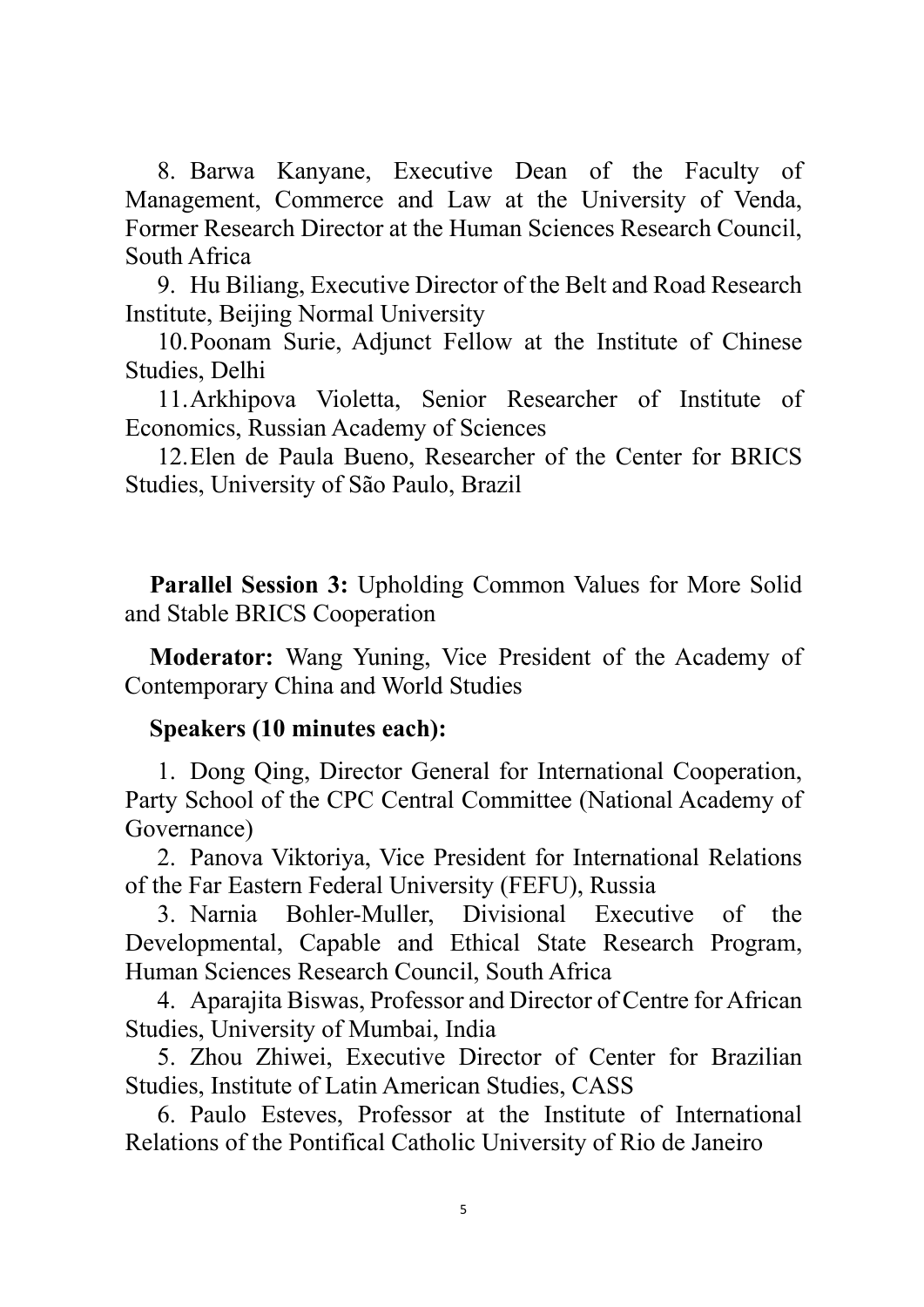8. Barwa Kanyane, Executive Dean of the Faculty of Management, Commerce and Law at the University of Venda, Former Research Director at the Human Sciences Research Council, South Africa
9. Hu Biliang, Executive Director of the Belt and Road Research Institute, Beijing Normal University
10. Poonam Surie, Adjunct Fellow at the Institute of Chinese Studies, Delhi
11. Arkhipova Violetta, Senior Researcher of Institute of Economics, Russian Academy of Sciences
12. Elen de Paula Bueno, Researcher of the Center for BRICS Studies, University of São Paulo, Brazil

**Parallel Session 3:** Upholding Common Values for More Solid and Stable BRICS Cooperation

**Moderator:** Wang Yuning, Vice President of the Academy of Contemporary China and World Studies

**Speakers (10 minutes each):**

1. Dong Qing, Director General for International Cooperation, Party School of the CPC Central Committee (National Academy of Governance)
2. Panova Viktoriya, Vice President for International Relations of the Far Eastern Federal University (FEFU), Russia
3. Narnia Bohler-Muller, Divisional Executive of the Developmental, Capable and Ethical State Research Program, Human Sciences Research Council, South Africa
4. Aparajita Biswas, Professor and Director of Centre for African Studies, University of Mumbai, India
5. Zhou Zhiwei, Executive Director of Center for Brazilian Studies, Institute of Latin American Studies, CASS
6. Paulo Esteves, Professor at the Institute of International Relations of the Pontifical Catholic University of Rio de Janeiro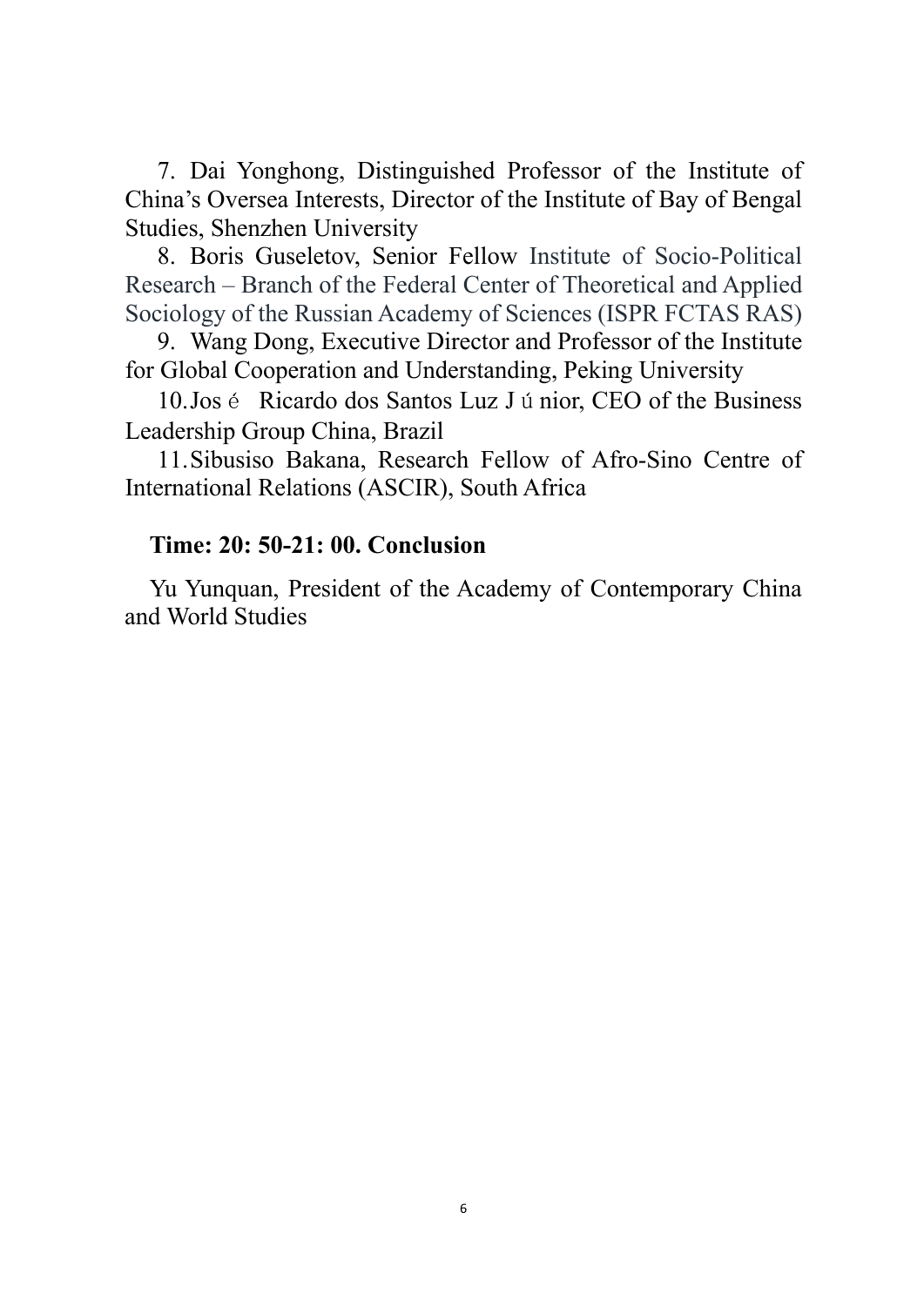7. Dai Yonghong, Distinguished Professor of the Institute of China's Oversea Interests, Director of the Institute of Bay of Bengal Studies, Shenzhen University

8. Boris Guseletov, Senior Fellow Institute of Socio-Political Research – Branch of the Federal Center of Theoretical and Applied Sociology of the Russian Academy of Sciences (ISPR FCTAS RAS)

9. Wang Dong, Executive Director and Professor of the Institute for Global Cooperation and Understanding, Peking University

10. José Ricardo dos Santos Luz Júnior, CEO of the Business Leadership Group China, Brazil

11. Sibusiso Bakana, Research Fellow of Afro-Sino Centre of International Relations (ASCIR), South Africa

**Time: 20: 50-21: 00. Conclusion**

Yu Yunquan, President of the Academy of Contemporary China and World Studies